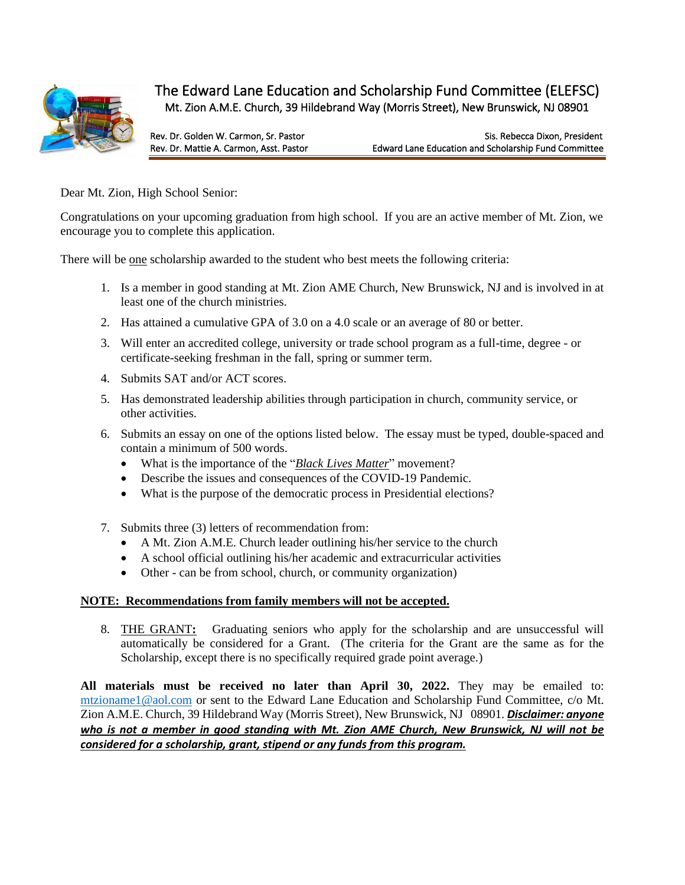# The Edward Lane Education and Scholarship Fund Committee (ELEFSC)

Mt. Zion A.M.E. Church, 39 Hildebrand Way (Morris Street), New Brunswick, NJ 08901

Rev. Dr. Golden W. Carmon, Sr. Pastor
Rev. Dr. Mattie A. Carmon, Asst. Pastor

Sis. Rebecca Dixon, President
Edward Lane Education and Scholarship Fund Committee

Dear Mt. Zion, High School Senior:

Congratulations on your upcoming graduation from high school. If you are an active member of Mt. Zion, we encourage you to complete this application.

There will be one scholarship awarded to the student who best meets the following criteria:

1. Is a member in good standing at Mt. Zion AME Church, New Brunswick, NJ and is involved in at least one of the church ministries.
2. Has attained a cumulative GPA of 3.0 on a 4.0 scale or an average of 80 or better.
3. Will enter an accredited college, university or trade school program as a full-time, degree - or certificate-seeking freshman in the fall, spring or summer term.
4. Submits SAT and/or ACT scores.
5. Has demonstrated leadership abilities through participation in church, community service, or other activities.
6. Submits an essay on one of the options listed below. The essay must be typed, double-spaced and contain a minimum of 500 words.
   - What is the importance of the "*Black Lives Matter*" movement?
   - Describe the issues and consequences of the COVID-19 Pandemic.
   - What is the purpose of the democratic process in Presidential elections?
7. Submits three (3) letters of recommendation from:
   - A Mt. Zion A.M.E. Church leader outlining his/her service to the church
   - A school official outlining his/her academic and extracurricular activities
   - Other - can be from school, church, or community organization)

**NOTE: Recommendations from family members will not be accepted.**

8. THE GRANT**:** Graduating seniors who apply for the scholarship and are unsuccessful will automatically be considered for a Grant. (The criteria for the Grant are the same as for the Scholarship, except there is no specifically required grade point average.)

**All materials must be received no later than April 30, 2022.** They may be emailed to: mtzioname1@aol.com or sent to the Edward Lane Education and Scholarship Fund Committee, c/o Mt. Zion A.M.E. Church, 39 Hildebrand Way (Morris Street), New Brunswick, NJ 08901. ***Disclaimer: anyone who is not a member in good standing with Mt. Zion AME Church, New Brunswick, NJ will not be considered for a scholarship, grant, stipend or any funds from this program.***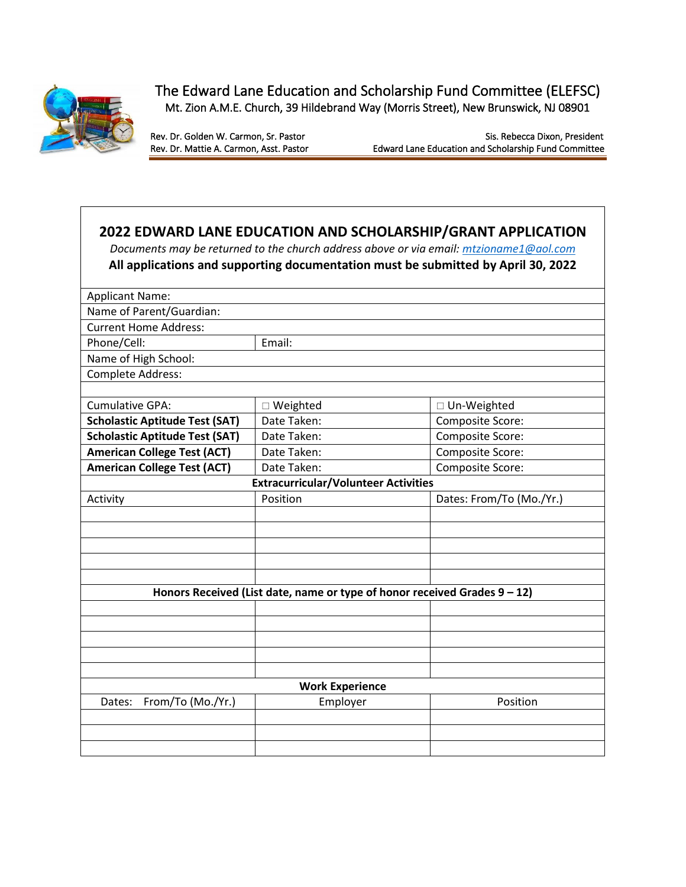The Edward Lane Education and Scholarship Fund Committee (ELEFSC)
Mt. Zion A.M.E. Church, 39 Hildebrand Way (Morris Street), New Brunswick, NJ 08901

Rev. Dr. Golden W. Carmon, Sr. Pastor
Rev. Dr. Mattie A. Carmon, Asst. Pastor

Sis. Rebecca Dixon, President
Edward Lane Education and Scholarship Fund Committee

## 2022 EDWARD LANE EDUCATION AND SCHOLARSHIP/GRANT APPLICATION

*Documents may be returned to the church address above or via email: mtzioname1@aol.com*

**All applications and supporting documentation must be submitted by April 30, 2022**

| Applicant Name: | | |
|---|---|---|
| Name of Parent/Guardian: | | |
| Current Home Address: | | |
| Phone/Cell: | Email: | |
| Name of High School: | | |
| Complete Address: | | |
| | | |
| Cumulative GPA: | □ Weighted | □ Un-Weighted |
| **Scholastic Aptitude Test (SAT)** | Date Taken: | Composite Score: |
| **Scholastic Aptitude Test (SAT)** | Date Taken: | Composite Score: |
| **American College Test (ACT)** | Date Taken: | Composite Score: |
| **American College Test (ACT)** | Date Taken: | Composite Score: |
| **Extracurricular/Volunteer Activities** | | |
| Activity | Position | Dates: From/To (Mo./Yr.) |
| | | |
| | | |
| | | |
| | | |
| | | |
| **Honors Received (List date, name or type of honor received Grades 9 – 12)** | | |
| | | |
| | | |
| | | |
| | | |
| | | |
| **Work Experience** | | |
| Dates: From/To (Mo./Yr.) | Employer | Position |
| | | |
| | | |
| | | |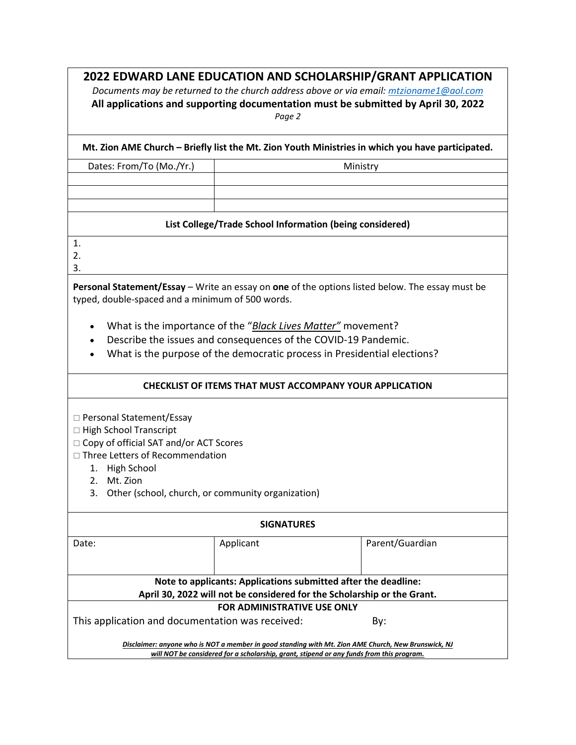# 2022 EDWARD LANE EDUCATION AND SCHOLARSHIP/GRANT APPLICATION

*Documents may be returned to the church address above or via email: mtzioname1@aol.com*

**All applications and supporting documentation must be submitted by April 30, 2022**

*Page 2*

**Mt. Zion AME Church – Briefly list the Mt. Zion Youth Ministries in which you have participated.**

| Dates: From/To (Mo./Yr.) | Ministry |
|---|---|
| | |
| | |
| | |

**List College/Trade School Information (being considered)**

1.
2.
3.

**Personal Statement/Essay** – Write an essay on **one** of the options listed below. The essay must be typed, double-spaced and a minimum of 500 words.

- What is the importance of the "*Black Lives Matter*" movement?
- Describe the issues and consequences of the COVID-19 Pandemic.
- What is the purpose of the democratic process in Presidential elections?

**CHECKLIST OF ITEMS THAT MUST ACCOMPANY YOUR APPLICATION**

- ☐ Personal Statement/Essay
- ☐ High School Transcript
- ☐ Copy of official SAT and/or ACT Scores
- ☐ Three Letters of Recommendation
  1. High School
  2. Mt. Zion
  3. Other (school, church, or community organization)

**SIGNATURES**

| Date: | Applicant | Parent/Guardian |
|---|---|---|
| | | |

**Note to applicants: Applications submitted after the deadline: April 30, 2022 will not be considered for the Scholarship or the Grant.**

**FOR ADMINISTRATIVE USE ONLY**

This application and documentation was received: By:

***Disclaimer: anyone who is NOT a member in good standing with Mt. Zion AME Church, New Brunswick, NJ will NOT be considered for a scholarship, grant, stipend or any funds from this program.***